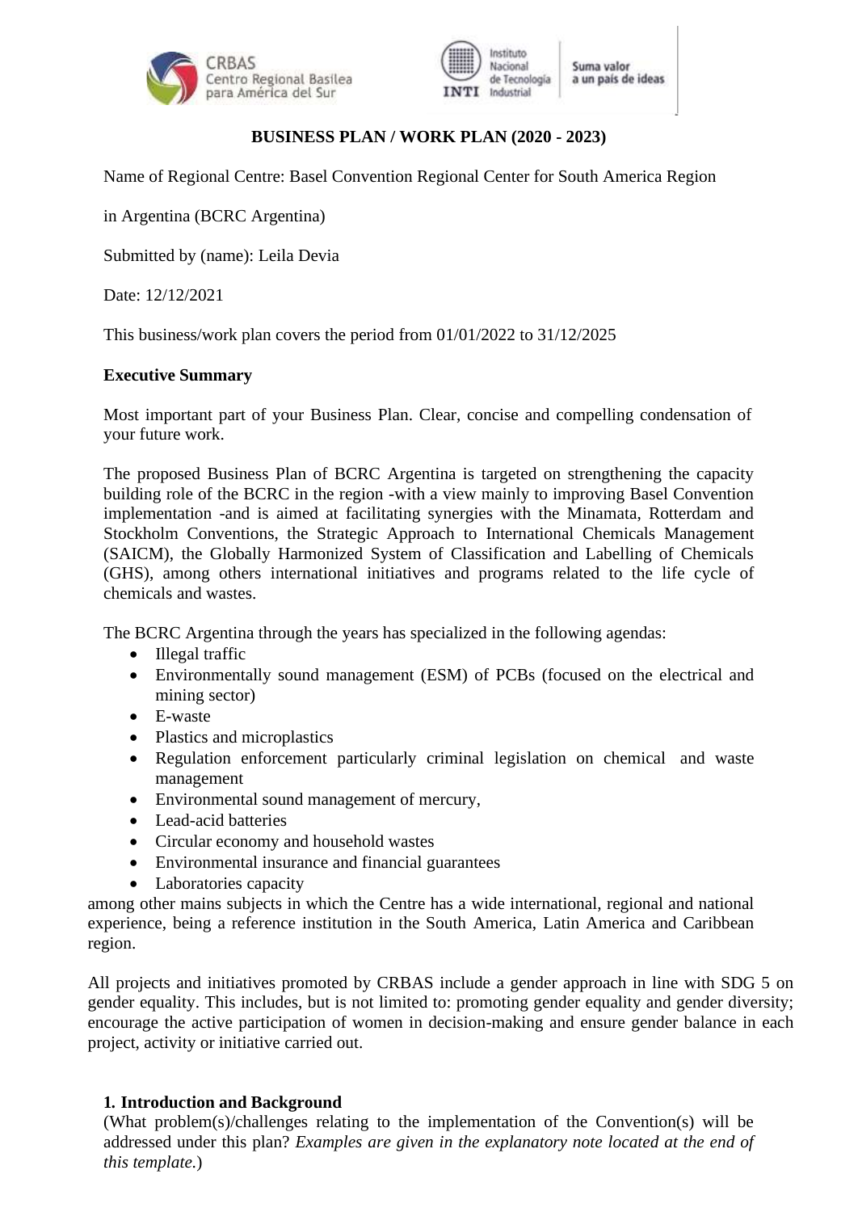**BUSINESS PLAN / WORK PLAN (2020 - 2023)**

Name of Regional Centre: Basel Convention Regional Center for South America Region

in Argentina (BCRC Argentina)

Submitted by (name): Leila Devia

Date: 12/12/2021

This business/work plan covers the period from 01/01/2022 to 31/12/2025

**Executive Summary**

Most important part of your Business Plan. Clear, concise and compelling condensation of your future work.

The proposed Business Plan of BCRC Argentina is targeted on strengthening the capacity building role of the BCRC in the region -with a view mainly to improving Basel Convention implementation -and is aimed at facilitating synergies with the Minamata, Rotterdam and Stockholm Conventions, the Strategic Approach to International Chemicals Management (SAICM), the Globally Harmonized System of Classification and Labelling of Chemicals (GHS), among others international initiatives and programs related to the life cycle of chemicals and wastes.

The BCRC Argentina through the years has specialized in the following agendas:

- Illegal traffic
- Environmentally sound management (ESM) of PCBs (focused on the electrical and mining sector)
- E-waste
- Plastics and microplastics
- Regulation enforcement particularly criminal legislation on chemical and waste management
- Environmental sound management of mercury,
- Lead-acid batteries
- Circular economy and household wastes
- Environmental insurance and financial guarantees
- Laboratories capacity

among other mains subjects in which the Centre has a wide international, regional and national experience, being a reference institution in the South America, Latin America and Caribbean region.

All projects and initiatives promoted by CRBAS include a gender approach in line with SDG 5 on gender equality. This includes, but is not limited to: promoting gender equality and gender diversity; encourage the active participation of women in decision-making and ensure gender balance in each project, activity or initiative carried out.

## 1. Introduction and Background

(What problem(s)/challenges relating to the implementation of the Convention(s) will be addressed under this plan? *Examples are given in the explanatory note located at the end of this template.*)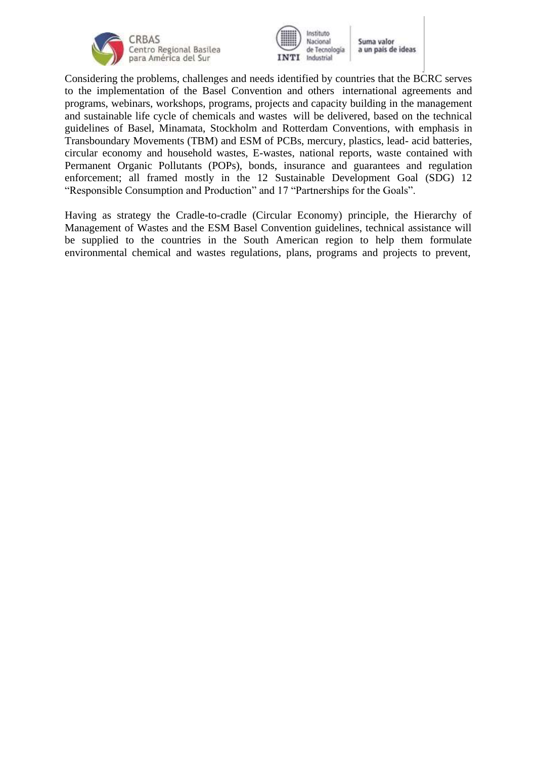Considering the problems, challenges and needs identified by countries that the BCRC serves to the implementation of the Basel Convention and others international agreements and programs, webinars, workshops, programs, projects and capacity building in the management and sustainable life cycle of chemicals and wastes will be delivered, based on the technical guidelines of Basel, Minamata, Stockholm and Rotterdam Conventions, with emphasis in Transboundary Movements (TBM) and ESM of PCBs, mercury, plastics, lead- acid batteries, circular economy and household wastes, E-wastes, national reports, waste contained with Permanent Organic Pollutants (POPs), bonds, insurance and guarantees and regulation enforcement; all framed mostly in the 12 Sustainable Development Goal (SDG) 12 "Responsible Consumption and Production" and 17 "Partnerships for the Goals".

Having as strategy the Cradle-to-cradle (Circular Economy) principle, the Hierarchy of Management of Wastes and the ESM Basel Convention guidelines, technical assistance will be supplied to the countries in the South American region to help them formulate environmental chemical and wastes regulations, plans, programs and projects to prevent,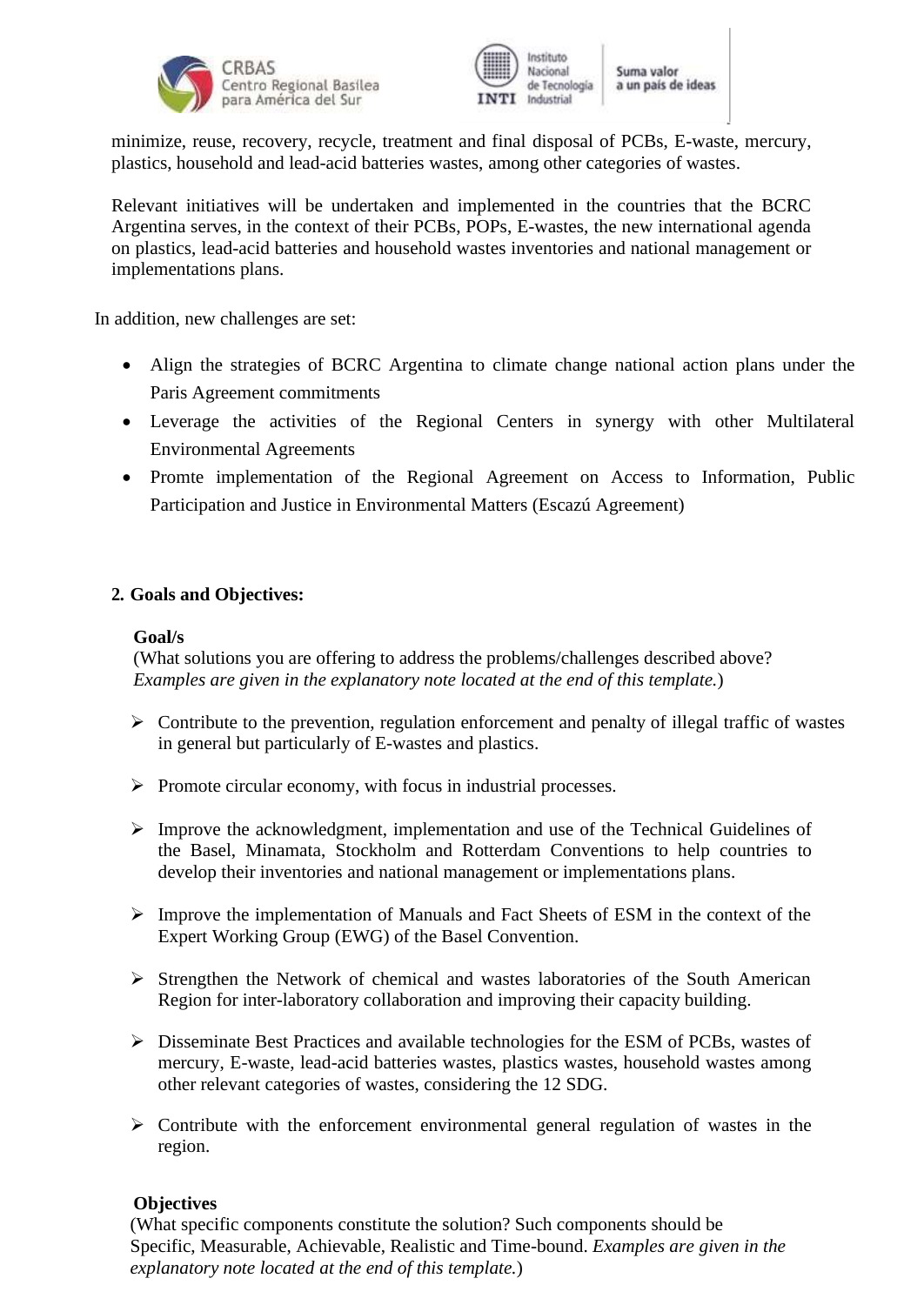minimize, reuse, recovery, recycle, treatment and final disposal of PCBs, E-waste, mercury, plastics, household and lead-acid batteries wastes, among other categories of wastes.

Relevant initiatives will be undertaken and implemented in the countries that the BCRC Argentina serves, in the context of their PCBs, POPs, E-wastes, the new international agenda on plastics, lead-acid batteries and household wastes inventories and national management or implementations plans.

In addition, new challenges are set:

- Align the strategies of BCRC Argentina to climate change national action plans under the Paris Agreement commitments
- Leverage the activities of the Regional Centers in synergy with other Multilateral Environmental Agreements
- Promte implementation of the Regional Agreement on Access to Information, Public Participation and Justice in Environmental Matters (Escazú Agreement)

## 2. Goals and Objectives:

**Goal/s**

(What solutions you are offering to address the problems/challenges described above? *Examples are given in the explanatory note located at the end of this template.*)

- Contribute to the prevention, regulation enforcement and penalty of illegal traffic of wastes in general but particularly of E-wastes and plastics.
- Promote circular economy, with focus in industrial processes.
- Improve the acknowledgment, implementation and use of the Technical Guidelines of the Basel, Minamata, Stockholm and Rotterdam Conventions to help countries to develop their inventories and national management or implementations plans.
- Improve the implementation of Manuals and Fact Sheets of ESM in the context of the Expert Working Group (EWG) of the Basel Convention.
- Strengthen the Network of chemical and wastes laboratories of the South American Region for inter-laboratory collaboration and improving their capacity building.
- Disseminate Best Practices and available technologies for the ESM of PCBs, wastes of mercury, E-waste, lead-acid batteries wastes, plastics wastes, household wastes among other relevant categories of wastes, considering the 12 SDG.
- Contribute with the enforcement environmental general regulation of wastes in the region.

**Objectives**

(What specific components constitute the solution? Such components should be Specific, Measurable, Achievable, Realistic and Time-bound. *Examples are given in the explanatory note located at the end of this template.*)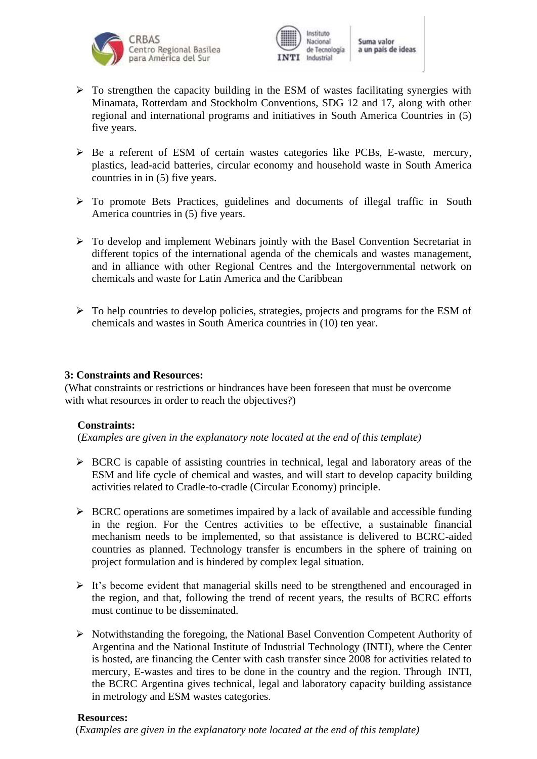- To strengthen the capacity building in the ESM of wastes facilitating synergies with Minamata, Rotterdam and Stockholm Conventions, SDG 12 and 17, along with other regional and international programs and initiatives in South America Countries in (5) five years.

- Be a referent of ESM of certain wastes categories like PCBs, E-waste, mercury, plastics, lead-acid batteries, circular economy and household waste in South America countries in in (5) five years.

- To promote Bets Practices, guidelines and documents of illegal traffic in South America countries in (5) five years.

- To develop and implement Webinars jointly with the Basel Convention Secretariat in different topics of the international agenda of the chemicals and wastes management, and in alliance with other Regional Centres and the Intergovernmental network on chemicals and waste for Latin America and the Caribbean

- To help countries to develop policies, strategies, projects and programs for the ESM of chemicals and wastes in South America countries in (10) ten year.

**3: Constraints and Resources:**

(What constraints or restrictions or hindrances have been foreseen that must be overcome with what resources in order to reach the objectives?)

**Constraints:**

(*Examples are given in the explanatory note located at the end of this template)*

- BCRC is capable of assisting countries in technical, legal and laboratory areas of the ESM and life cycle of chemical and wastes, and will start to develop capacity building activities related to Cradle-to-cradle (Circular Economy) principle.

- BCRC operations are sometimes impaired by a lack of available and accessible funding in the region. For the Centres activities to be effective, a sustainable financial mechanism needs to be implemented, so that assistance is delivered to BCRC-aided countries as planned. Technology transfer is encumbers in the sphere of training on project formulation and is hindered by complex legal situation.

- It's become evident that managerial skills need to be strengthened and encouraged in the region, and that, following the trend of recent years, the results of BCRC efforts must continue to be disseminated.

- Notwithstanding the foregoing, the National Basel Convention Competent Authority of Argentina and the National Institute of Industrial Technology (INTI), where the Center is hosted, are financing the Center with cash transfer since 2008 for activities related to mercury, E-wastes and tires to be done in the country and the region. Through INTI, the BCRC Argentina gives technical, legal and laboratory capacity building assistance in metrology and ESM wastes categories.

**Resources:**

(*Examples are given in the explanatory note located at the end of this template)*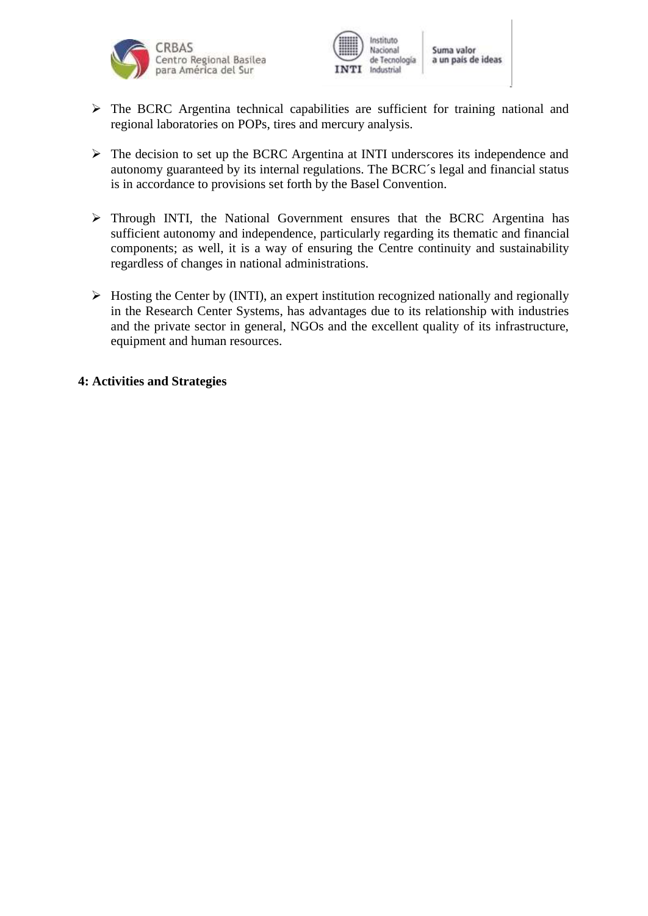- The BCRC Argentina technical capabilities are sufficient for training national and regional laboratories on POPs, tires and mercury analysis.

- The decision to set up the BCRC Argentina at INTI underscores its independence and autonomy guaranteed by its internal regulations. The BCRC´s legal and financial status is in accordance to provisions set forth by the Basel Convention.

- Through INTI, the National Government ensures that the BCRC Argentina has sufficient autonomy and independence, particularly regarding its thematic and financial components; as well, it is a way of ensuring the Centre continuity and sustainability regardless of changes in national administrations.

- Hosting the Center by (INTI), an expert institution recognized nationally and regionally in the Research Center Systems, has advantages due to its relationship with industries and the private sector in general, NGOs and the excellent quality of its infrastructure, equipment and human resources.

**4: Activities and Strategies**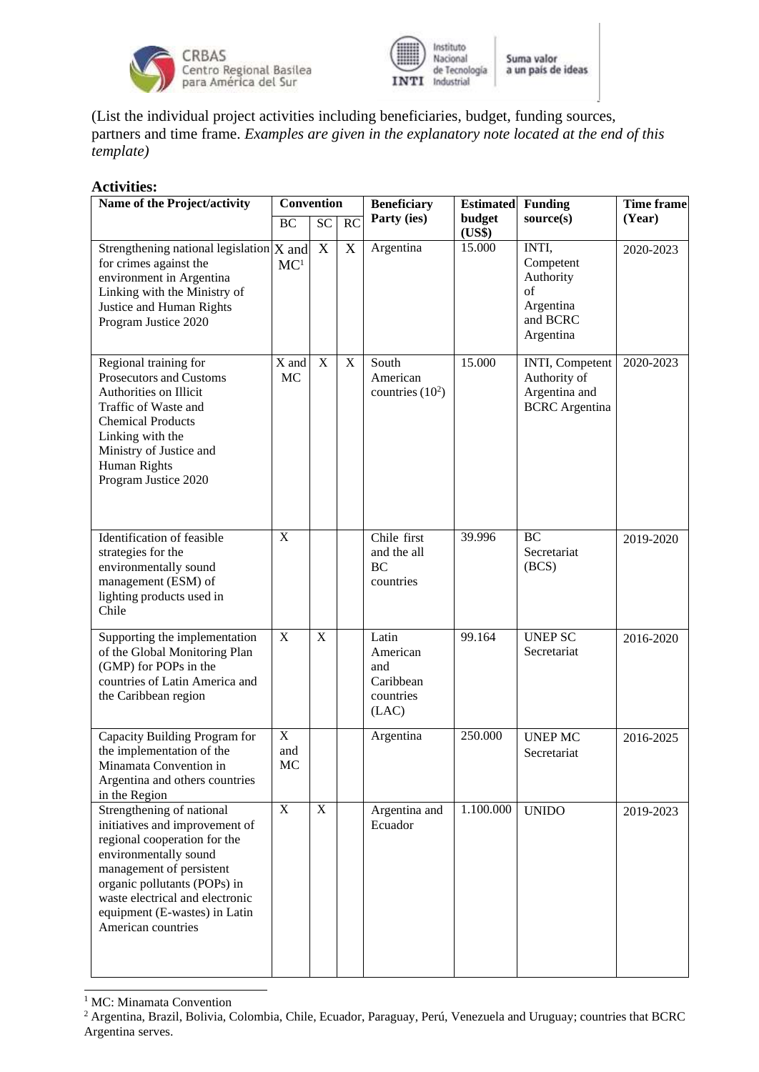(List the individual project activities including beneficiaries, budget, funding sources, partners and time frame. *Examples are given in the explanatory note located at the end of this template)*

**Activities:**

| Name of the Project/activity | Convention | | | Beneficiary Party (ies) | Estimated budget (US$) | Funding source(s) | Time frame (Year) |
|---|---|---|---|---|---|---|---|
| | BC | SC | RC | | | | |
| Strengthening national legislation for crimes against the environment in Argentina Linking with the Ministry of Justice and Human Rights Program Justice 2020 | X and MC[1] | X | X | Argentina | 15.000 | INTI, Competent Authority of Argentina and BCRC Argentina | 2020-2023 |
| Regional training for Prosecutors and Customs Authorities on Illicit Traffic of Waste and Chemical Products Linking with the Ministry of Justice and Human Rights Program Justice 2020 | X and MC | X | X | South American countries (10[2]) | 15.000 | INTI, Competent Authority of Argentina and BCRC Argentina | 2020-2023 |
| Identification of feasible strategies for the environmentally sound management (ESM) of lighting products used in Chile | X | | | Chile first and the all BC countries | 39.996 | BC Secretariat (BCS) | 2019-2020 |
| Supporting the implementation of the Global Monitoring Plan (GMP) for POPs in the countries of Latin America and the Caribbean region | X | X | | Latin American and Caribbean countries (LAC) | 99.164 | UNEP SC Secretariat | 2016-2020 |
| Capacity Building Program for the implementation of the Minamata Convention in Argentina and others countries in the Region | X and MC | | | Argentina | 250.000 | UNEP MC Secretariat | 2016-2025 |
| Strengthening of national initiatives and improvement of regional cooperation for the environmentally sound management of persistent organic pollutants (POPs) in waste electrical and electronic equipment (E-wastes) in Latin American countries | X | X | | Argentina and Ecuador | 1.100.000 | UNIDO | 2019-2023 |

[1] MC: Minamata Convention

[2] Argentina, Brazil, Bolivia, Colombia, Chile, Ecuador, Paraguay, Perú, Venezuela and Uruguay; countries that BCRC Argentina serves.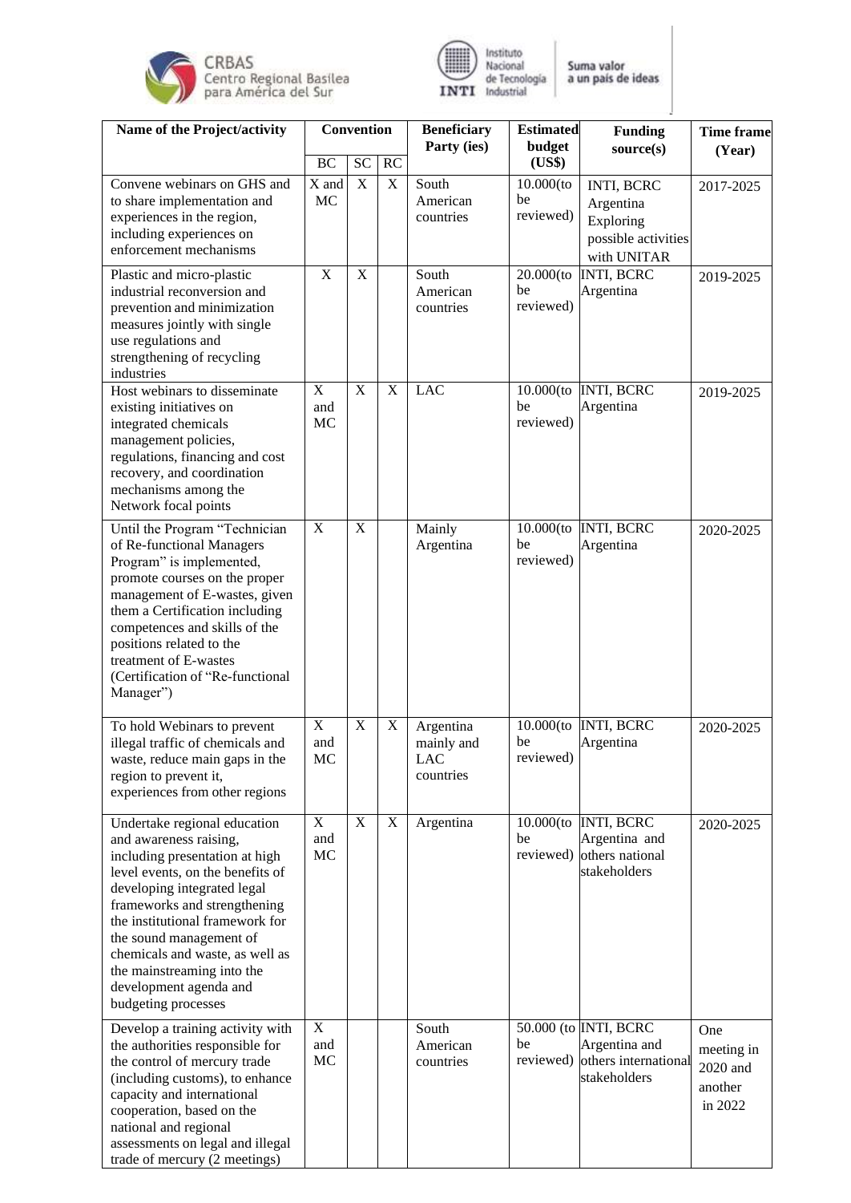| Name of the Project/activity | Convention | | | Beneficiary Party (ies) | Estimated budget (US$) | Funding source(s) | Time frame (Year) |
|---|---|---|---|---|---|---|---|
| | BC | SC | RC | | | | |
| Convene webinars on GHS and to share implementation and experiences in the region, including experiences on enforcement mechanisms | X and MC | X | X | South American countries | 10.000(to be reviewed) | INTI, BCRC Argentina Exploring possible activities with UNITAR | 2017-2025 |
| Plastic and micro-plastic industrial reconversion and prevention and minimization measures jointly with single use regulations and strengthening of recycling industries | X | X | | South American countries | 20.000(to be reviewed) | INTI, BCRC Argentina | 2019-2025 |
| Host webinars to disseminate existing initiatives on integrated chemicals management policies, regulations, financing and cost recovery, and coordination mechanisms among the Network focal points | X and MC | X | X | LAC | 10.000(to be reviewed) | INTI, BCRC Argentina | 2019-2025 |
| Until the Program "Technician of Re-functional Managers Program" is implemented, promote courses on the proper management of E-wastes, given them a Certification including competences and skills of the positions related to the treatment of E-wastes (Certification of "Re-functional Manager") | X | X | | Mainly Argentina | 10.000(to be reviewed) | INTI, BCRC Argentina | 2020-2025 |
| To hold Webinars to prevent illegal traffic of chemicals and waste, reduce main gaps in the region to prevent it, experiences from other regions | X and MC | X | X | Argentina mainly and LAC countries | 10.000(to be reviewed) | INTI, BCRC Argentina | 2020-2025 |
| Undertake regional education and awareness raising, including presentation at high level events, on the benefits of developing integrated legal frameworks and strengthening the institutional framework for the sound management of chemicals and waste, as well as the mainstreaming into the development agenda and budgeting processes | X and MC | X | X | Argentina | 10.000(to be reviewed) | INTI, BCRC Argentina and others national stakeholders | 2020-2025 |
| Develop a training activity with the authorities responsible for the control of mercury trade (including customs), to enhance capacity and international cooperation, based on the national and regional assessments on legal and illegal trade of mercury (2 meetings) | X and MC | | | South American countries | 50.000 (to be reviewed) | INTI, BCRC Argentina and others international stakeholders | One meeting in 2020 and another in 2022 |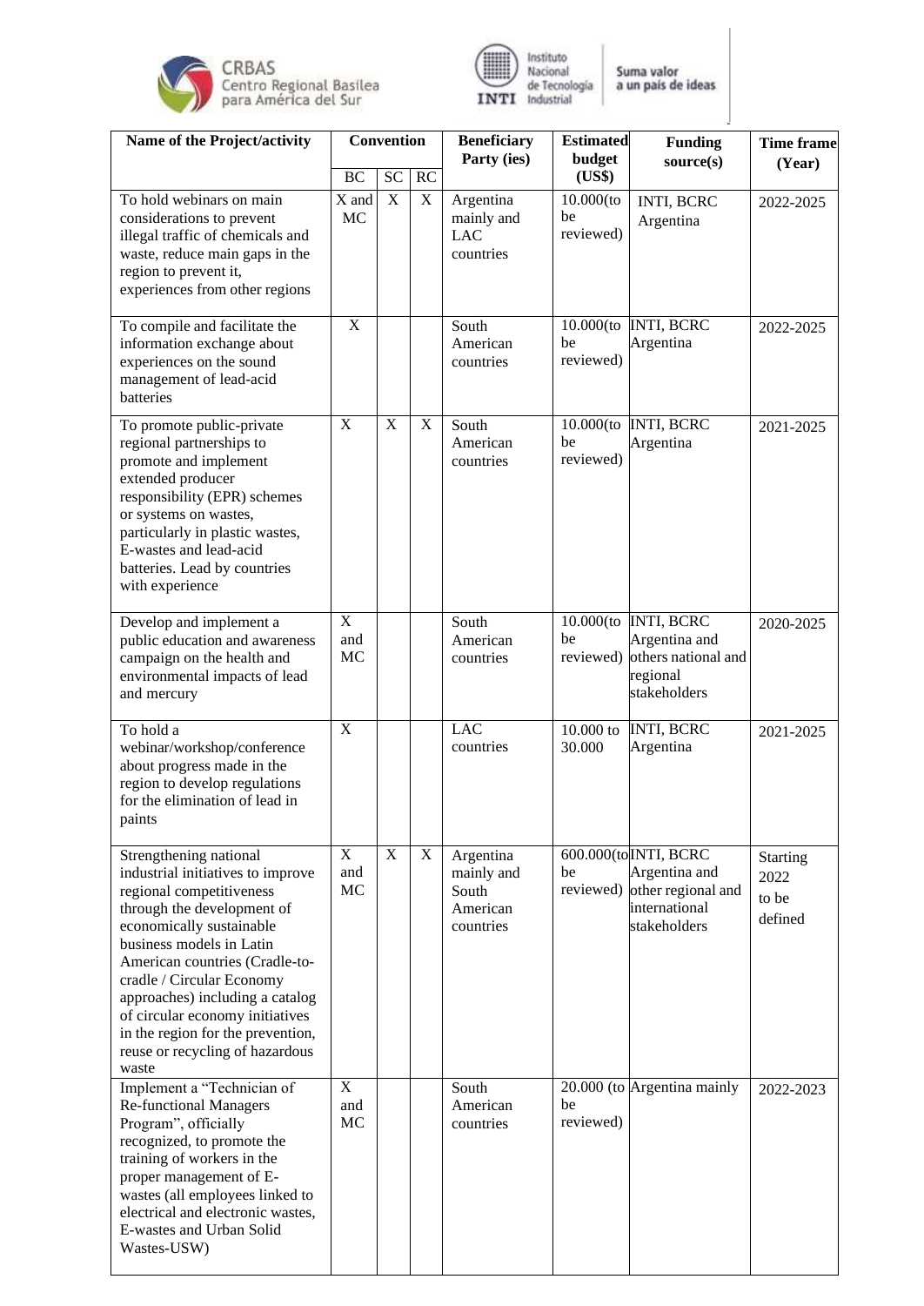| Name of the Project/activity | Convention | | | Beneficiary Party (ies) | Estimated budget (US$) | Funding source(s) | Time frame (Year) |
|---|---|---|---|---|---|---|---|
| | BC | SC | RC | | | | |
| To hold webinars on main considerations to prevent illegal traffic of chemicals and waste, reduce main gaps in the region to prevent it, experiences from other regions | X and MC | X | X | Argentina mainly and LAC countries | 10.000(to be reviewed) | INTI, BCRC Argentina | 2022-2025 |
| To compile and facilitate the information exchange about experiences on the sound management of lead-acid batteries | X | | | South American countries | 10.000(to be reviewed) | INTI, BCRC Argentina | 2022-2025 |
| To promote public-private regional partnerships to promote and implement extended producer responsibility (EPR) schemes or systems on wastes, particularly in plastic wastes, E-wastes and lead-acid batteries. Lead by countries with experience | X | X | X | South American countries | 10.000(to be reviewed) | INTI, BCRC Argentina | 2021-2025 |
| Develop and implement a public education and awareness campaign on the health and environmental impacts of lead and mercury | X and MC | | | South American countries | 10.000(to be reviewed) | INTI, BCRC Argentina and others national and regional stakeholders | 2020-2025 |
| To hold a webinar/workshop/conference about progress made in the region to develop regulations for the elimination of lead in paints | X | | | LAC countries | 10.000 to 30.000 | INTI, BCRC Argentina | 2021-2025 |
| Strengthening national industrial initiatives to improve regional competitiveness through the development of economically sustainable business models in Latin American countries (Cradle-to-cradle / Circular Economy approaches) including a catalog of circular economy initiatives in the region for the prevention, reuse or recycling of hazardous waste | X and MC | X | X | Argentina mainly and South American countries | 600.000(to be reviewed) | INTI, BCRC Argentina and other regional and international stakeholders | Starting 2022 to be defined |
| Implement a "Technician of Re-functional Managers Program", officially recognized, to promote the training of workers in the proper management of E-wastes (all employees linked to electrical and electronic wastes, E-wastes and Urban Solid Wastes-USW) | X and MC | | | South American countries | 20.000 (to be reviewed) | Argentina mainly | 2022-2023 |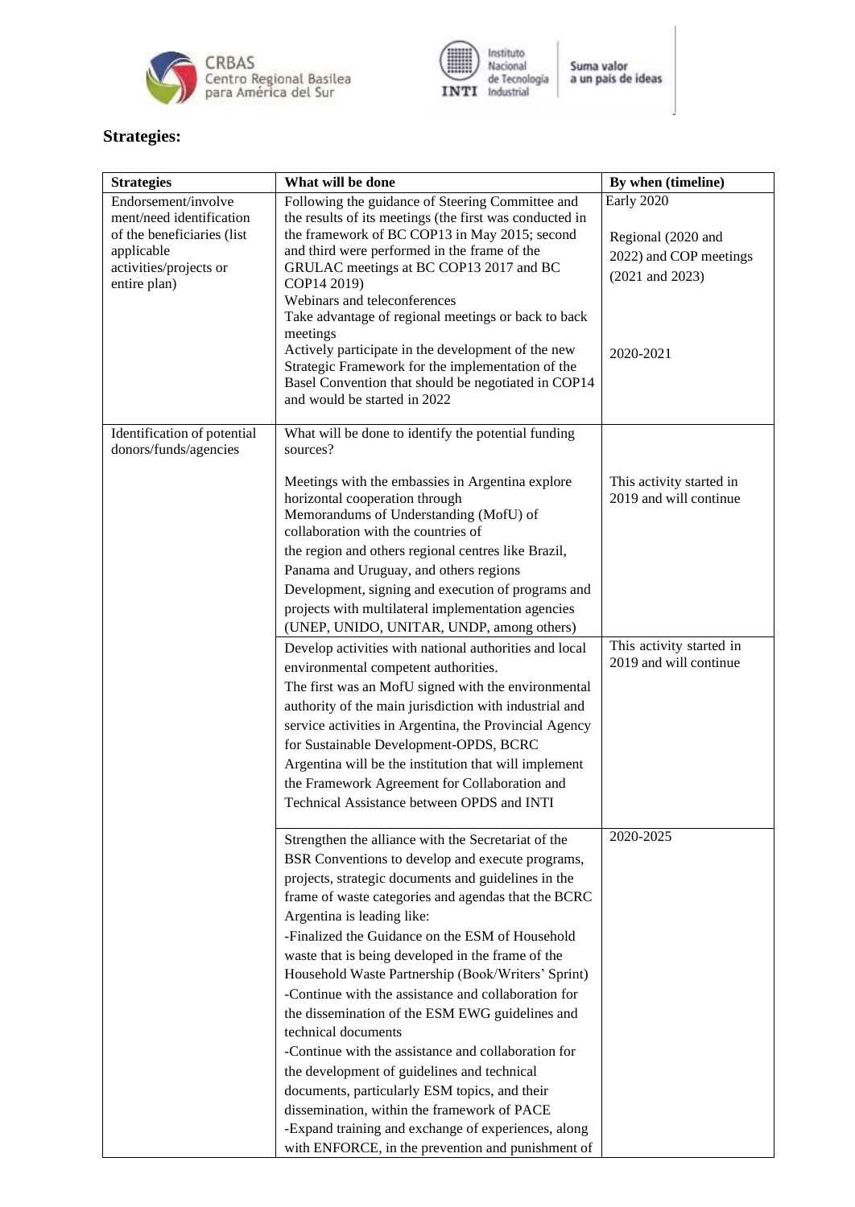## Strategies:

| Strategies | What will be done | By when (timeline) |
|---|---|---|
| Endorsement/involvement/need identification of the beneficiaries (list applicable activities/projects or entire plan) | Following the guidance of Steering Committee and the results of its meetings (the first was conducted in the framework of BC COP13 in May 2015; second and third were performed in the frame of the GRULAC meetings at BC COP13 2017 and BC COP14 2019)<br>Webinars and teleconferences<br>Take advantage of regional meetings or back to back meetings<br>Actively participate in the development of the new Strategic Framework for the implementation of the Basel Convention that should be negotiated in COP14 and would be started in 2022 | Early 2020<br><br>Regional (2020 and 2022) and COP meetings (2021 and 2023)<br><br>2020-2021 |
| Identification of potential donors/funds/agencies | What will be done to identify the potential funding sources?<br><br>Meetings with the embassies in Argentina explore horizontal cooperation through Memorandums of Understanding (MofU) of collaboration with the countries of the region and others regional centres like Brazil, Panama and Uruguay, and others regions<br>Development, signing and execution of programs and projects with multilateral implementation agencies (UNEP, UNIDO, UNITAR, UNDP, among others) | <br><br>This activity started in 2019 and will continue |
| | Develop activities with national authorities and local environmental competent authorities.<br>The first was an MofU signed with the environmental authority of the main jurisdiction with industrial and service activities in Argentina, the Provincial Agency for Sustainable Development-OPDS, BCRC Argentina will be the institution that will implement the Framework Agreement for Collaboration and Technical Assistance between OPDS and INTI | This activity started in 2019 and will continue |
| | Strengthen the alliance with the Secretariat of the BSR Conventions to develop and execute programs, projects, strategic documents and guidelines in the frame of waste categories and agendas that the BCRC Argentina is leading like:<br>-Finalized the Guidance on the ESM of Household waste that is being developed in the frame of the Household Waste Partnership (Book/Writers' Sprint)<br>-Continue with the assistance and collaboration for the dissemination of the ESM EWG guidelines and technical documents<br>-Continue with the assistance and collaboration for the development of guidelines and technical documents, particularly ESM topics, and their dissemination, within the framework of PACE<br>-Expand training and exchange of experiences, along with ENFORCE, in the prevention and punishment of | 2020-2025 |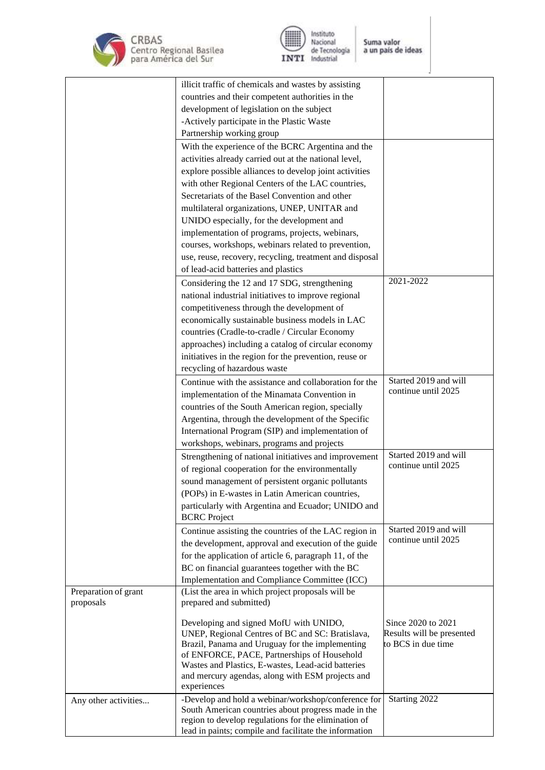| | | |
|---|---|---|
| | illicit traffic of chemicals and wastes by assisting countries and their competent authorities in the development of legislation on the subject<br>-Actively participate in the Plastic Waste Partnership working group | |
| | With the experience of the BCRC Argentina and the activities already carried out at the national level, explore possible alliances to develop joint activities with other Regional Centers of the LAC countries, Secretariats of the Basel Convention and other multilateral organizations, UNEP, UNITAR and UNIDO especially, for the development and implementation of programs, projects, webinars, courses, workshops, webinars related to prevention, use, reuse, recovery, recycling, treatment and disposal of lead-acid batteries and plastics | |
| | Considering the 12 and 17 SDG, strengthening national industrial initiatives to improve regional competitiveness through the development of economically sustainable business models in LAC countries (Cradle-to-cradle / Circular Economy approaches) including a catalog of circular economy initiatives in the region for the prevention, reuse or recycling of hazardous waste | 2021-2022 |
| | Continue with the assistance and collaboration for the implementation of the Minamata Convention in countries of the South American region, specially Argentina, through the development of the Specific International Program (SIP) and implementation of workshops, webinars, programs and projects | Started 2019 and will continue until 2025 |
| | Strengthening of national initiatives and improvement of regional cooperation for the environmentally sound management of persistent organic pollutants (POPs) in E-wastes in Latin American countries, particularly with Argentina and Ecuador; UNIDO and BCRC Project | Started 2019 and will continue until 2025 |
| | Continue assisting the countries of the LAC region in the development, approval and execution of the guide for the application of article 6, paragraph 11, of the BC on financial guarantees together with the BC Implementation and Compliance Committee (ICC) | Started 2019 and will continue until 2025 |
| Preparation of grant proposals | (List the area in which project proposals will be prepared and submitted)<br><br>Developing and signed MofU with UNIDO, UNEP, Regional Centres of BC and SC: Bratislava, Brazil, Panama and Uruguay for the implementing of ENFORCE, PACE, Partnerships of Household Wastes and Plastics, E-wastes, Lead-acid batteries and mercury agendas, along with ESM projects and experiences | <br><br>Since 2020 to 2021<br>Results will be presented to BCS in due time |
| Any other activities... | -Develop and hold a webinar/workshop/conference for South American countries about progress made in the region to develop regulations for the elimination of lead in paints; compile and facilitate the information | Starting 2022 |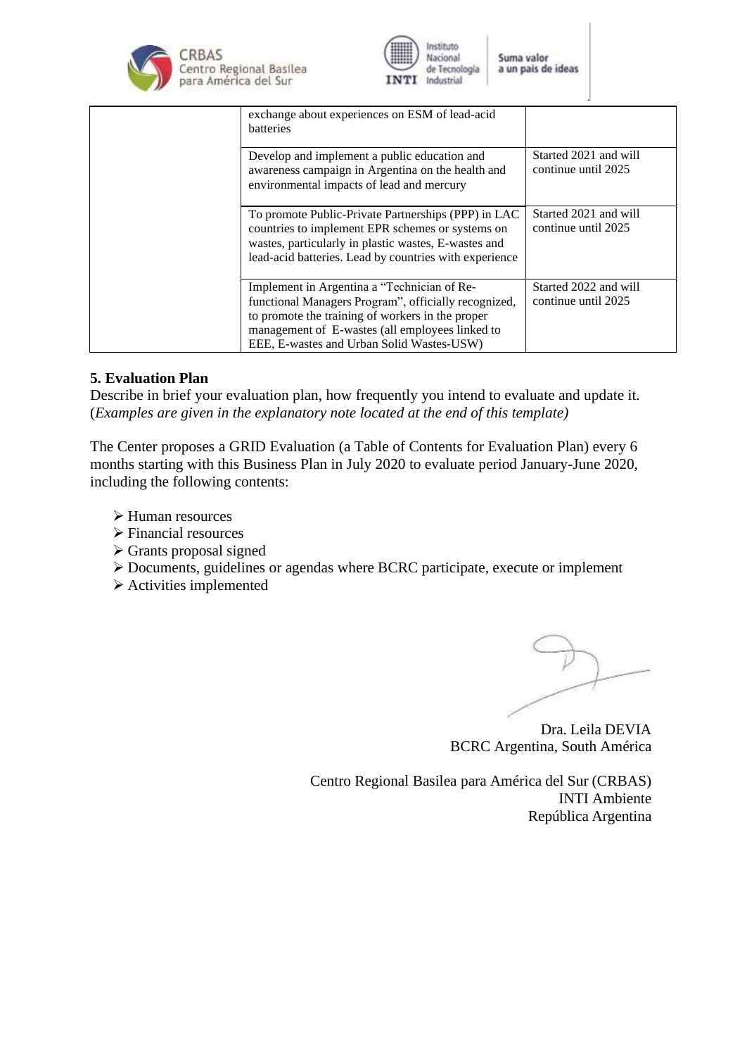| | | |
|---|---|---|
| | exchange about experiences on ESM of lead-acid batteries | |
| | Develop and implement a public education and awareness campaign in Argentina on the health and environmental impacts of lead and mercury | Started 2021 and will continue until 2025 |
| | To promote Public-Private Partnerships (PPP) in LAC countries to implement EPR schemes or systems on wastes, particularly in plastic wastes, E-wastes and lead-acid batteries. Lead by countries with experience | Started 2021 and will continue until 2025 |
| | Implement in Argentina a "Technician of Re-functional Managers Program", officially recognized, to promote the training of workers in the proper management of E-wastes (all employees linked to EEE, E-wastes and Urban Solid Wastes-USW) | Started 2022 and will continue 2025 |

**5. Evaluation Plan**

Describe in brief your evaluation plan, how frequently you intend to evaluate and update it. (*Examples are given in the explanatory note located at the end of this template)*

The Center proposes a GRID Evaluation (a Table of Contents for Evaluation Plan) every 6 months starting with this Business Plan in July 2020 to evaluate period January-June 2020, including the following contents:

- Human resources
- Financial resources
- Grants proposal signed
- Documents, guidelines or agendas where BCRC participate, execute or implement
- Activities implemented

Dra. Leila DEVIA
BCRC Argentina, South América

Centro Regional Basilea para América del Sur (CRBAS)
INTI Ambiente
República Argentina